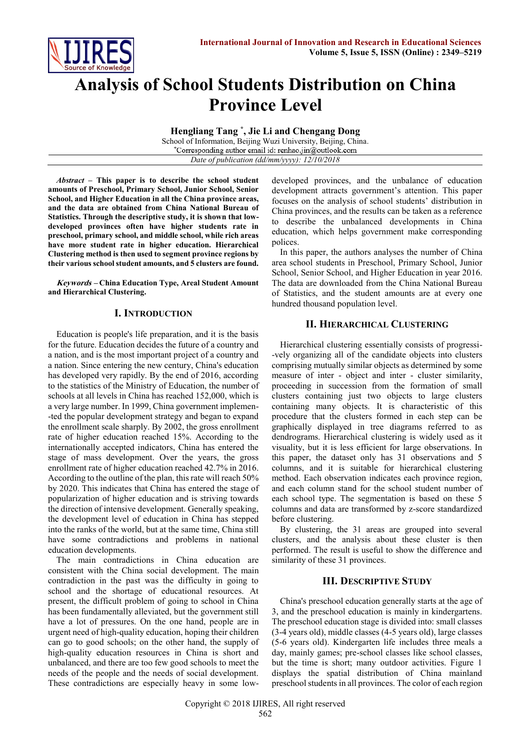# Analysis of School Students Distribution on China Province Level

**Hengliang Tang [*], Jie Li and Chengang Dong**

School of Information, Beijing Wuzi University, Beijing, China.

[*]Corresponding author email id: renhao.jin@outlook.com

*Date of publication (dd/mm/yyyy): 12/10/2018*

***Abstract*** **– This paper is to describe the school student amounts of Preschool, Primary School, Junior School, Senior School, and Higher Education in all the China province areas, and the data are obtained from China National Bureau of Statistics. Through the descriptive study, it is shown that low-developed provinces often have higher students rate in preschool, primary school, and middle school, while rich areas have more student rate in higher education. Hierarchical Clustering method is then used to segment province regions by their various school student amounts, and 5 clusters are found.**

***Keywords*** **– China Education Type, Areal Student Amount and Hierarchical Clustering.**

## I. Introduction

Education is people's life preparation, and it is the basis for the future. Education decides the future of a country and a nation, and is the most important project of a country and a nation. Since entering the new century, China's education has developed very rapidly. By the end of 2016, according to the statistics of the Ministry of Education, the number of schools at all levels in China has reached 152,000, which is a very large number. In 1999, China government implemen--ted the popular development strategy and began to expand the enrollment scale sharply. By 2002, the gross enrollment rate of higher education reached 15%. According to the internationally accepted indicators, China has entered the stage of mass development. Over the years, the gross enrollment rate of higher education reached 42.7% in 2016. According to the outline of the plan, this rate will reach 50% by 2020. This indicates that China has entered the stage of popularization of higher education and is striving towards the direction of intensive development. Generally speaking, the development level of education in China has stepped into the ranks of the world, but at the same time, China still have some contradictions and problems in national education developments.

The main contradictions in China education are consistent with the China social development. The main contradiction in the past was the difficulty in going to school and the shortage of educational resources. At present, the difficult problem of going to school in China has been fundamentally alleviated, but the government still have a lot of pressures. On the one hand, people are in urgent need of high-quality education, hoping their children can go to good schools; on the other hand, the supply of high-quality education resources in China is short and unbalanced, and there are too few good schools to meet the needs of the people and the needs of social development. These contradictions are especially heavy in some low-developed provinces, and the unbalance of education development attracts government's attention. This paper focuses on the analysis of school students' distribution in China provinces, and the results can be taken as a reference to describe the unbalanced developments in China education, which helps government make corresponding polices.

In this paper, the authors analyses the number of China area school students in Preschool, Primary School, Junior School, Senior School, and Higher Education in year 2016. The data are downloaded from the China National Bureau of Statistics, and the student amounts are at every one hundred thousand population level.

## II. Hierarchical Clustering

Hierarchical clustering essentially consists of progressi--vely organizing all of the candidate objects into clusters comprising mutually similar objects as determined by some measure of inter - object and inter - cluster similarity, proceeding in succession from the formation of small clusters containing just two objects to large clusters containing many objects. It is characteristic of this procedure that the clusters formed in each step can be graphically displayed in tree diagrams referred to as dendrograms. Hierarchical clustering is widely used as it visuality, but it is less efficient for large observations. In this paper, the dataset only has 31 observations and 5 columns, and it is suitable for hierarchical clustering method. Each observation indicates each province region, and each column stand for the school student number of each school type. The segmentation is based on these 5 columns and data are transformed by z-score standardized before clustering.

By clustering, the 31 areas are grouped into several clusters, and the analysis about these cluster is then performed. The result is useful to show the difference and similarity of these 31 provinces.

## III. Descriptive Study

China's preschool education generally starts at the age of 3, and the preschool education is mainly in kindergartens. The preschool education stage is divided into: small classes (3-4 years old), middle classes (4-5 years old), large classes (5-6 years old). Kindergarten life includes three meals a day, mainly games; pre-school classes like school classes, but the time is short; many outdoor activities. Figure 1 displays the spatial distribution of China mainland preschool students in all provinces. The color of each region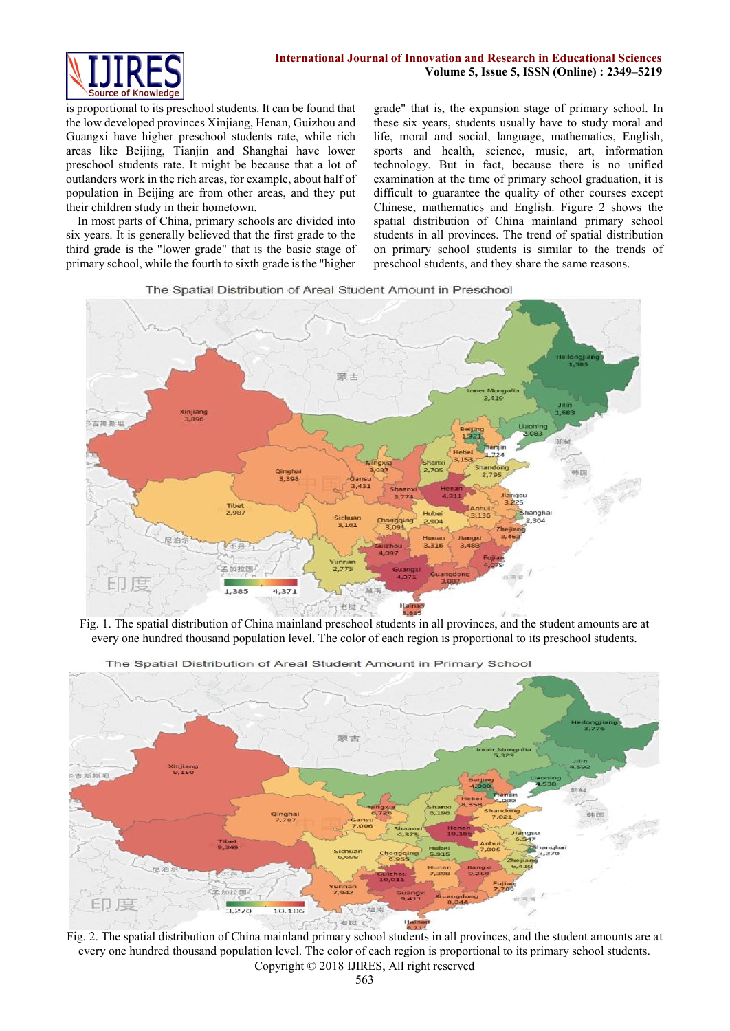is proportional to its preschool students. It can be found that the low developed provinces Xinjiang, Henan, Guizhou and Guangxi have higher preschool students rate, while rich areas like Beijing, Tianjin and Shanghai have lower preschool students rate. It might be because that a lot of outlanders work in the rich areas, for example, about half of population in Beijing are from other areas, and they put their children study in their hometown.

In most parts of China, primary schools are divided into six years. It is generally believed that the first grade to the third grade is the "lower grade" that is the basic stage of primary school, while the fourth to sixth grade is the "higher grade" that is, the expansion stage of primary school. In these six years, students usually have to study moral and life, moral and social, language, mathematics, English, sports and health, science, music, art, information technology. But in fact, because there is no unified examination at the time of primary school graduation, it is difficult to guarantee the quality of other courses except Chinese, mathematics and English. Figure 2 shows the spatial distribution of China mainland primary school students in all provinces. The trend of spatial distribution on primary school students is similar to the trends of preschool students, and they share the same reasons.

Fig. 1. The spatial distribution of China mainland preschool students in all provinces, and the student amounts are at every one hundred thousand population level. The color of each region is proportional to its preschool students.

Fig. 2. The spatial distribution of China mainland primary school students in all provinces, and the student amounts are at every one hundred thousand population level. The color of each region is proportional to its primary school students.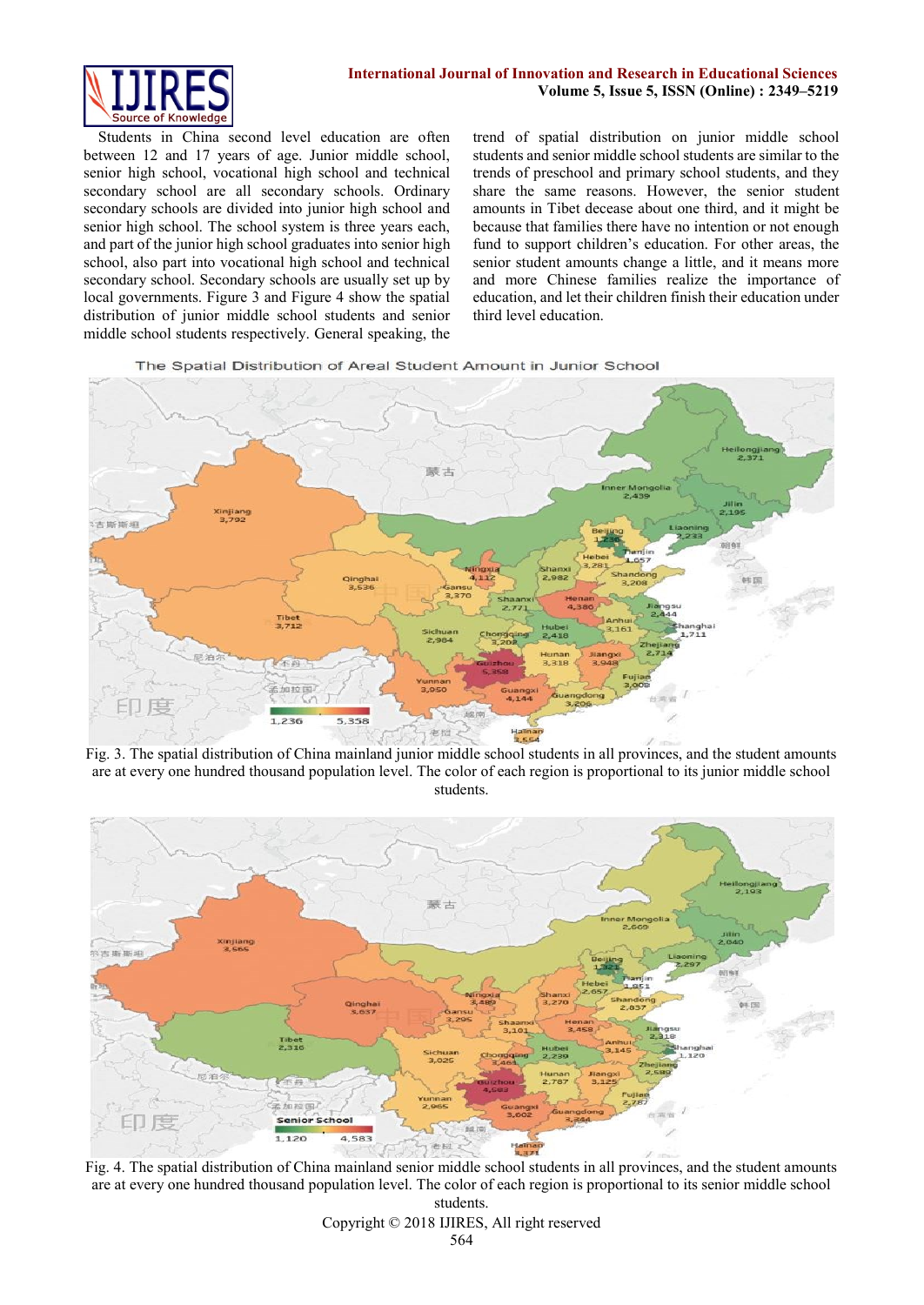Students in China second level education are often between 12 and 17 years of age. Junior middle school, senior high school, vocational high school and technical secondary school are all secondary schools. Ordinary secondary schools are divided into junior high school and senior high school. The school system is three years each, and part of the junior high school graduates into senior high school, also part into vocational high school and technical secondary school. Secondary schools are usually set up by local governments. Figure 3 and Figure 4 show the spatial distribution of junior middle school students and senior middle school students respectively. General speaking, the trend of spatial distribution on junior middle school students and senior middle school students are similar to the trends of preschool and primary school students, and they share the same reasons. However, the senior student amounts in Tibet decease about one third, and it might be because that families there have no intention or not enough fund to support children's education. For other areas, the senior student amounts change a little, and it means more and more Chinese families realize the importance of education, and let their children finish their education under third level education.

Fig. 3. The spatial distribution of China mainland junior middle school students in all provinces, and the student amounts are at every one hundred thousand population level. The color of each region is proportional to its junior middle school students.

Fig. 4. The spatial distribution of China mainland senior middle school students in all provinces, and the student amounts are at every one hundred thousand population level. The color of each region is proportional to its senior middle school students.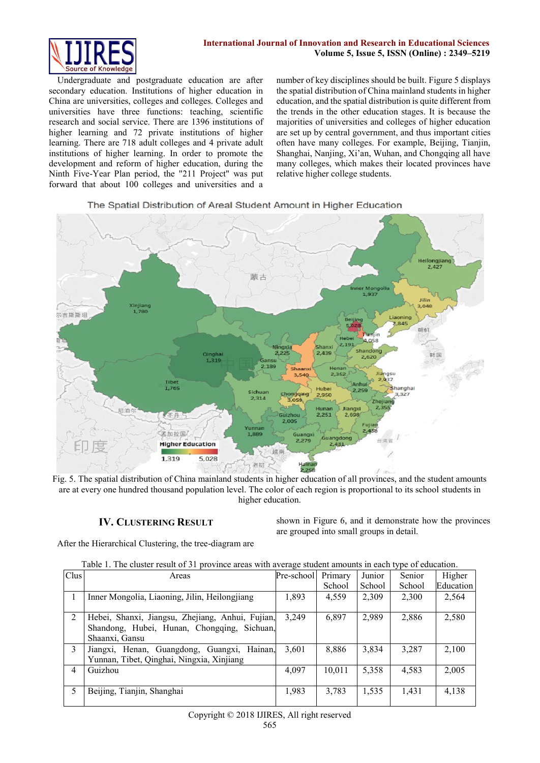Undergraduate and postgraduate education are after secondary education. Institutions of higher education in China are universities, colleges and colleges. Colleges and universities have three functions: teaching, scientific research and social service. There are 1396 institutions of higher learning and 72 private institutions of higher learning. There are 718 adult colleges and 4 private adult institutions of higher learning. In order to promote the development and reform of higher education, during the Ninth Five-Year Plan period, the "211 Project" was put forward that about 100 colleges and universities and a number of key disciplines should be built. Figure 5 displays the spatial distribution of China mainland students in higher education, and the spatial distribution is quite different from the trends in the other education stages. It is because the majorities of universities and colleges of higher education are set up by central government, and thus important cities often have many colleges. For example, Beijing, Tianjin, Shanghai, Nanjing, Xi'an, Wuhan, and Chongqing all have many colleges, which makes their located provinces have relative higher college students.

Fig. 5. The spatial distribution of China mainland students in higher education of all provinces, and the student amounts are at every one hundred thousand population level. The color of each region is proportional to its school students in higher education.

## IV. Clustering Result

After the Hierarchical Clustering, the tree-diagram are shown in Figure 6, and it demonstrate how the provinces are grouped into small groups in detail.

Table 1. The cluster result of 31 province areas with average student amounts in each type of education.

| Clus | Areas | Pre-school | Primary School | Junior School | Senior School | Higher Education |
|---|---|---|---|---|---|---|
| 1 | Inner Mongolia, Liaoning, Jilin, Heilongjiang | 1,893 | 4,559 | 2,309 | 2,300 | 2,564 |
| 2 | Hebei, Shanxi, Jiangsu, Zhejiang, Anhui, Fujian, Shandong, Hubei, Hunan, Chongqing, Sichuan, Shaanxi, Gansu | 3,249 | 6,897 | 2,989 | 2,886 | 2,580 |
| 3 | Jiangxi, Henan, Guangdong, Guangxi, Hainan, Yunnan, Tibet, Qinghai, Ningxia, Xinjiang | 3,601 | 8,886 | 3,834 | 3,287 | 2,100 |
| 4 | Guizhou | 4,097 | 10,011 | 5,358 | 4,583 | 2,005 |
| 5 | Beijing, Tianjin, Shanghai | 1,983 | 3,783 | 1,535 | 1,431 | 4,138 |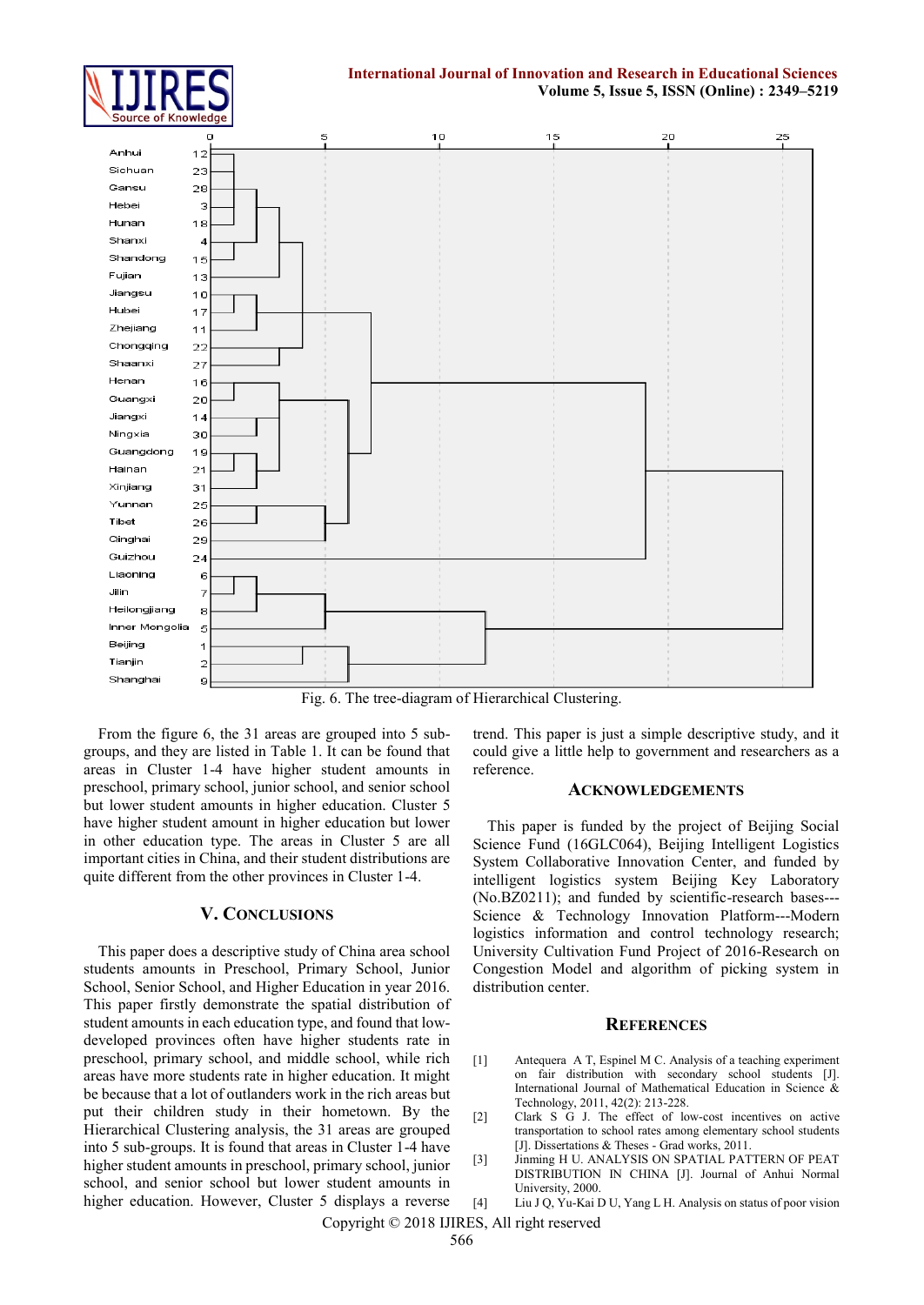Fig. 6. The tree-diagram of Hierarchical Clustering.

From the figure 6, the 31 areas are grouped into 5 sub-groups, and they are listed in Table 1. It can be found that areas in Cluster 1-4 have higher student amounts in preschool, primary school, junior school, and senior school but lower student amounts in higher education. Cluster 5 have higher student amount in higher education but lower in other education type. The areas in Cluster 5 are all important cities in China, and their student distributions are quite different from the other provinces in Cluster 1-4.

## V. Conclusions

This paper does a descriptive study of China area school students amounts in Preschool, Primary School, Junior School, Senior School, and Higher Education in year 2016. This paper firstly demonstrate the spatial distribution of student amounts in each education type, and found that low-developed provinces often have higher students rate in preschool, primary school, and middle school, while rich areas have more students rate in higher education. It might be because that a lot of outlanders work in the rich areas but put their children study in their hometown. By the Hierarchical Clustering analysis, the 31 areas are grouped into 5 sub-groups. It is found that areas in Cluster 1-4 have higher student amounts in preschool, primary school, junior school, and senior school but lower student amounts in higher education. However, Cluster 5 displays a reverse trend. This paper is just a simple descriptive study, and it could give a little help to government and researchers as a reference.

## Acknowledgements

This paper is funded by the project of Beijing Social Science Fund (16GLC064), Beijing Intelligent Logistics System Collaborative Innovation Center, and funded by intelligent logistics system Beijing Key Laboratory (No.BZ0211); and funded by scientific-research bases---Science & Technology Innovation Platform---Modern logistics information and control technology research; University Cultivation Fund Project of 2016-Research on Congestion Model and algorithm of picking system in distribution center.

## References

[1] Antequera A T, Espinel M C. Analysis of a teaching experiment on fair distribution with secondary school students [J]. International Journal of Mathematical Education in Science & Technology, 2011, 42(2): 213-228.

[2] Clark S G J. The effect of low-cost incentives on active transportation to school rates among elementary school students [J]. Dissertations & Theses - Grad works, 2011.

[3] Jinming H U. ANALYSIS ON SPATIAL PATTERN OF PEAT DISTRIBUTION IN CHINA [J]. Journal of Anhui Normal University, 2000.

[4] Liu J Q, Yu-Kai D U, Yang L H. Analysis on status of poor vision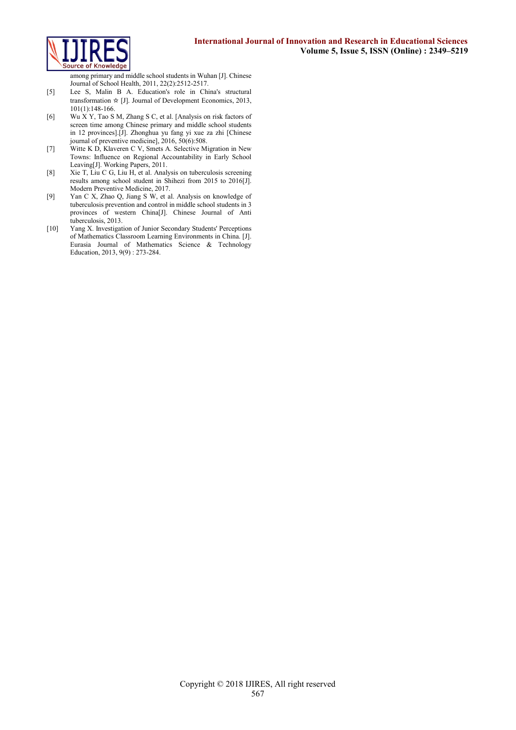among primary and middle school students in Wuhan [J]. Chinese Journal of School Health, 2011, 22(2):2512-2517.

[5] Lee S, Malin B A. Education's role in China's structural transformation ☆ [J]. Journal of Development Economics, 2013, 101(1):148-166.

[6] Wu X Y, Tao S M, Zhang S C, et al. [Analysis on risk factors of screen time among Chinese primary and middle school students in 12 provinces].[J]. Zhonghua yu fang yi xue za zhi [Chinese journal of preventive medicine], 2016, 50(6):508.

[7] Witte K D, Klaveren C V, Smets A. Selective Migration in New Towns: Influence on Regional Accountability in Early School Leaving[J]. Working Papers, 2011.

[8] Xie T, Liu C G, Liu H, et al. Analysis on tuberculosis screening results among school student in Shihezi from 2015 to 2016[J]. Modern Preventive Medicine, 2017.

[9] Yan C X, Zhao Q, Jiang S W, et al. Analysis on knowledge of tuberculosis prevention and control in middle school students in 3 provinces of western China[J]. Chinese Journal of Anti tuberculosis, 2013.

[10] Yang X. Investigation of Junior Secondary Students' Perceptions of Mathematics Classroom Learning Environments in China. [J]. Eurasia Journal of Mathematics Science & Technology Education, 2013, 9(9) : 273-284.